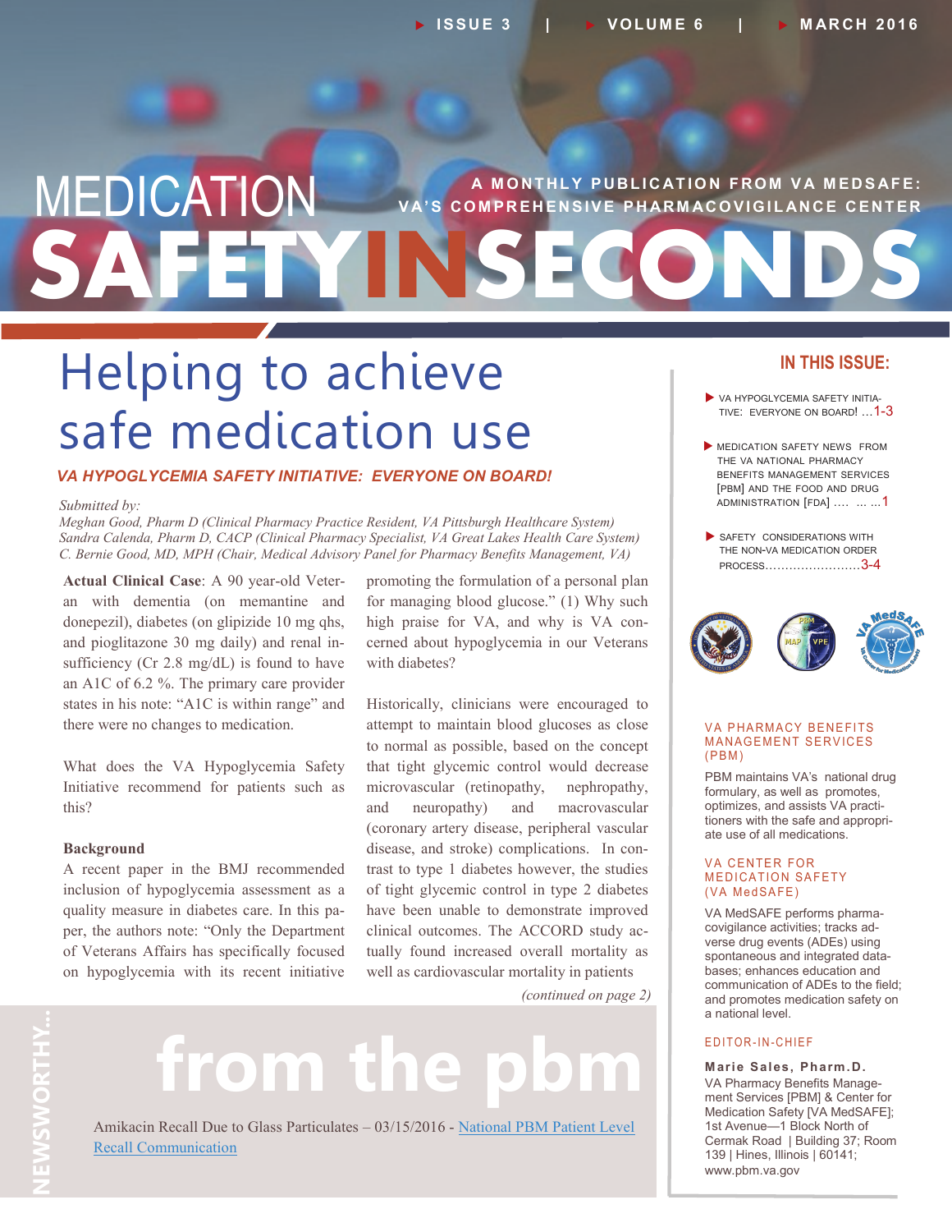# MEDICATION SAFETY IN SECONDS

A MONTHLY PUBLICATION FROM VA MEDSAFE: VA'S COMPREHENSIVE PHARMACOVIGILANCE CENTER

ISSUE 3 | VOLUME 6 | MARCH 2016

## Helping to achieve safe medication use

### VA HYPOGLYCEMIA SAFETY INITIATIVE: EVERYONE ON BOARD!

*Submitted by:*
*Meghan Good, Pharm D (Clinical Pharmacy Practice Resident, VA Pittsburgh Healthcare System)*
*Sandra Calenda, Pharm D, CACP (Clinical Pharmacy Specialist, VA Great Lakes Health Care System)*
*C. Bernie Good, MD, MPH (Chair, Medical Advisory Panel for Pharmacy Benefits Management, VA)*

**Actual Clinical Case**: A 90 year-old Veteran with dementia (on memantine and donepezil), diabetes (on glipizide 10 mg qhs, and pioglitazone 30 mg daily) and renal insufficiency (Cr 2.8 mg/dL) is found to have an A1C of 6.2 %. The primary care provider states in his note: "A1C is within range" and there were no changes to medication.

What does the VA Hypoglycemia Safety Initiative recommend for patients such as this?

**Background**

A recent paper in the BMJ recommended inclusion of hypoglycemia assessment as a quality measure in diabetes care. In this paper, the authors note: "Only the Department of Veterans Affairs has specifically focused on hypoglycemia with its recent initiative promoting the formulation of a personal plan for managing blood glucose." (1) Why such high praise for VA, and why is VA concerned about hypoglycemia in our Veterans with diabetes?

Historically, clinicians were encouraged to attempt to maintain blood glucoses as close to normal as possible, based on the concept that tight glycemic control would decrease microvascular (retinopathy, nephropathy, and neuropathy) and macrovascular (coronary artery disease, peripheral vascular disease, and stroke) complications. In contrast to type 1 diabetes however, the studies of tight glycemic control in type 2 diabetes have been unable to demonstrate improved clinical outcomes. The ACCORD study actually found increased overall mortality as well as cardiovascular mortality in patients

*(continued on page 2)*

## NEWSWORTHY... from the pbm

Amikacin Recall Due to Glass Particulates – 03/15/2016 - [National PBM Patient Level Recall Communication]()

## IN THIS ISSUE:

- VA HYPOGLYCEMIA SAFETY INITIATIVE: EVERYONE ON BOARD! …1-3
- MEDICATION SAFETY NEWS FROM THE VA NATIONAL PHARMACY BENEFITS MANAGEMENT SERVICES [PBM] AND THE FOOD AND DRUG ADMINISTRATION [FDA] …. … …1
- SAFETY CONSIDERATIONS WITH THE NON-VA MEDICATION ORDER PROCESS……………………3-4

### VA PHARMACY BENEFITS MANAGEMENT SERVICES (PBM)

PBM maintains VA's national drug formulary, as well as promotes, optimizes, and assists VA practitioners with the safe and appropriate use of all medications.

### VA CENTER FOR MEDICATION SAFETY (VA MedSAFE)

VA MedSAFE performs pharmacovigilance activities; tracks adverse drug events (ADEs) using spontaneous and integrated databases; enhances education and communication of ADEs to the field; and promotes medication safety on a national level.

### EDITOR-IN-CHIEF

**Marie Sales, Pharm.D.**
VA Pharmacy Benefits Management Services [PBM] & Center for Medication Safety [VA MedSAFE]; 1st Avenue—1 Block North of Cermak Road | Building 37; Room 139 | Hines, Illinois | 60141; www.pbm.va.gov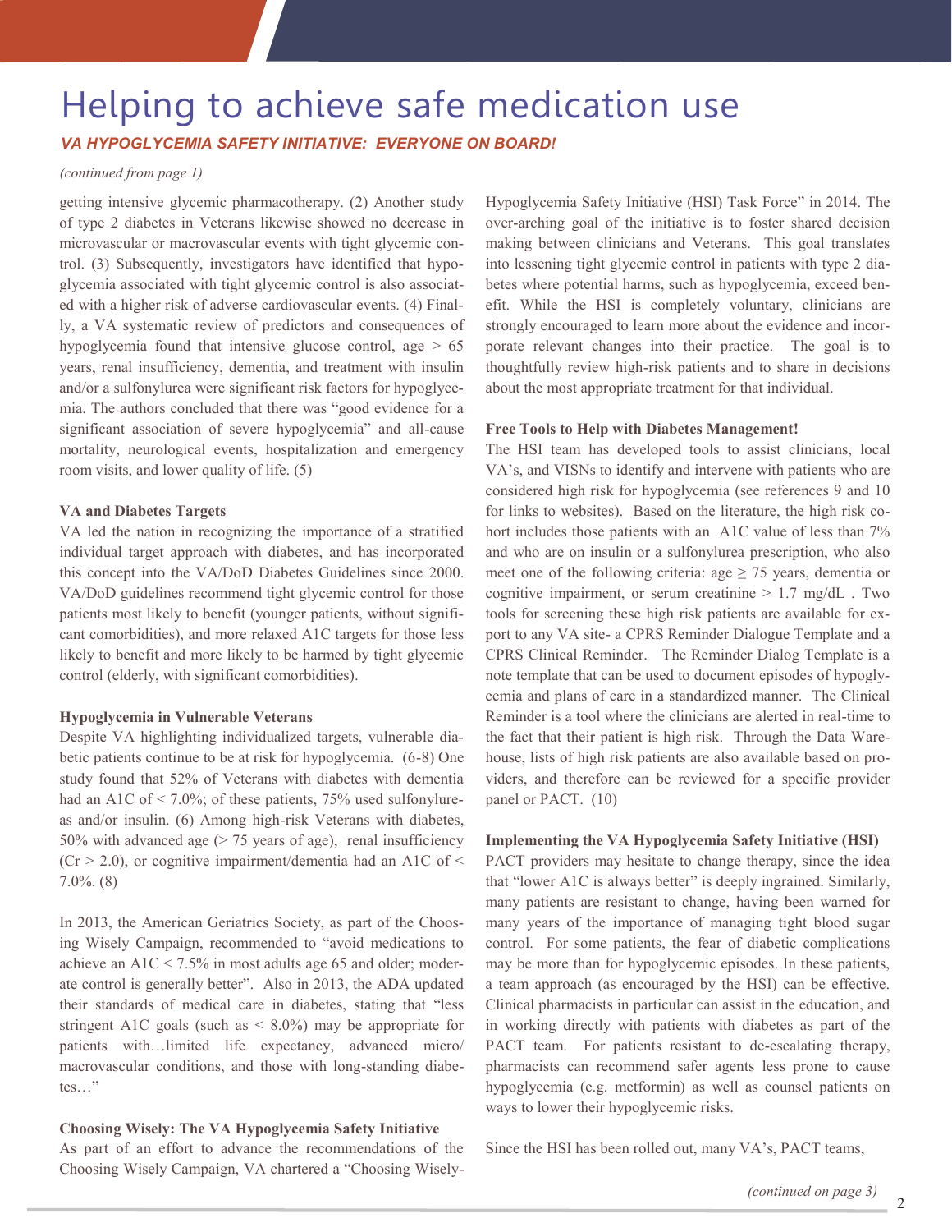# Helping to achieve safe medication use

***VA HYPOGLYCEMIA SAFETY INITIATIVE: EVERYONE ON BOARD!***

*(continued from page 1)*

getting intensive glycemic pharmacotherapy. (2) Another study of type 2 diabetes in Veterans likewise showed no decrease in microvascular or macrovascular events with tight glycemic control. (3) Subsequently, investigators have identified that hypoglycemia associated with tight glycemic control is also associated with a higher risk of adverse cardiovascular events. (4) Finally, a VA systematic review of predictors and consequences of hypoglycemia found that intensive glucose control, age > 65 years, renal insufficiency, dementia, and treatment with insulin and/or a sulfonylurea were significant risk factors for hypoglycemia. The authors concluded that there was "good evidence for a significant association of severe hypoglycemia" and all-cause mortality, neurological events, hospitalization and emergency room visits, and lower quality of life. (5)

**VA and Diabetes Targets**

VA led the nation in recognizing the importance of a stratified individual target approach with diabetes, and has incorporated this concept into the VA/DoD Diabetes Guidelines since 2000. VA/DoD guidelines recommend tight glycemic control for those patients most likely to benefit (younger patients, without significant comorbidities), and more relaxed A1C targets for those less likely to benefit and more likely to be harmed by tight glycemic control (elderly, with significant comorbidities).

**Hypoglycemia in Vulnerable Veterans**

Despite VA highlighting individualized targets, vulnerable diabetic patients continue to be at risk for hypoglycemia. (6-8) One study found that 52% of Veterans with diabetes with dementia had an A1C of < 7.0%; of these patients, 75% used sulfonylureas and/or insulin. (6) Among high-risk Veterans with diabetes, 50% with advanced age (> 75 years of age), renal insufficiency (Cr > 2.0), or cognitive impairment/dementia had an A1C of < 7.0%. (8)

In 2013, the American Geriatrics Society, as part of the Choosing Wisely Campaign, recommended to "avoid medications to achieve an A1C < 7.5% in most adults age 65 and older; moderate control is generally better". Also in 2013, the ADA updated their standards of medical care in diabetes, stating that "less stringent A1C goals (such as < 8.0%) may be appropriate for patients with…limited life expectancy, advanced micro/macrovascular conditions, and those with long-standing diabetes…"

**Choosing Wisely: The VA Hypoglycemia Safety Initiative**

As part of an effort to advance the recommendations of the Choosing Wisely Campaign, VA chartered a "Choosing Wisely-Hypoglycemia Safety Initiative (HSI) Task Force" in 2014. The over-arching goal of the initiative is to foster shared decision making between clinicians and Veterans. This goal translates into lessening tight glycemic control in patients with type 2 diabetes where potential harms, such as hypoglycemia, exceed benefit. While the HSI is completely voluntary, clinicians are strongly encouraged to learn more about the evidence and incorporate relevant changes into their practice. The goal is to thoughtfully review high-risk patients and to share in decisions about the most appropriate treatment for that individual.

**Free Tools to Help with Diabetes Management!**

The HSI team has developed tools to assist clinicians, local VA's, and VISNs to identify and intervene with patients who are considered high risk for hypoglycemia (see references 9 and 10 for links to websites). Based on the literature, the high risk cohort includes those patients with an A1C value of less than 7% and who are on insulin or a sulfonylurea prescription, who also meet one of the following criteria: age ≥ 75 years, dementia or cognitive impairment, or serum creatinine > 1.7 mg/dL . Two tools for screening these high risk patients are available for export to any VA site- a CPRS Reminder Dialogue Template and a CPRS Clinical Reminder. The Reminder Dialog Template is a note template that can be used to document episodes of hypoglycemia and plans of care in a standardized manner. The Clinical Reminder is a tool where the clinicians are alerted in real-time to the fact that their patient is high risk. Through the Data Warehouse, lists of high risk patients are also available based on providers, and therefore can be reviewed for a specific provider panel or PACT. (10)

**Implementing the VA Hypoglycemia Safety Initiative (HSI)**

PACT providers may hesitate to change therapy, since the idea that "lower A1C is always better" is deeply ingrained. Similarly, many patients are resistant to change, having been warned for many years of the importance of managing tight blood sugar control. For some patients, the fear of diabetic complications may be more than for hypoglycemic episodes. In these patients, a team approach (as encouraged by the HSI) can be effective. Clinical pharmacists in particular can assist in the education, and in working directly with patients with diabetes as part of the PACT team. For patients resistant to de-escalating therapy, pharmacists can recommend safer agents less prone to cause hypoglycemia (e.g. metformin) as well as counsel patients on ways to lower their hypoglycemic risks.

Since the HSI has been rolled out, many VA's, PACT teams,

*(continued on page 3)*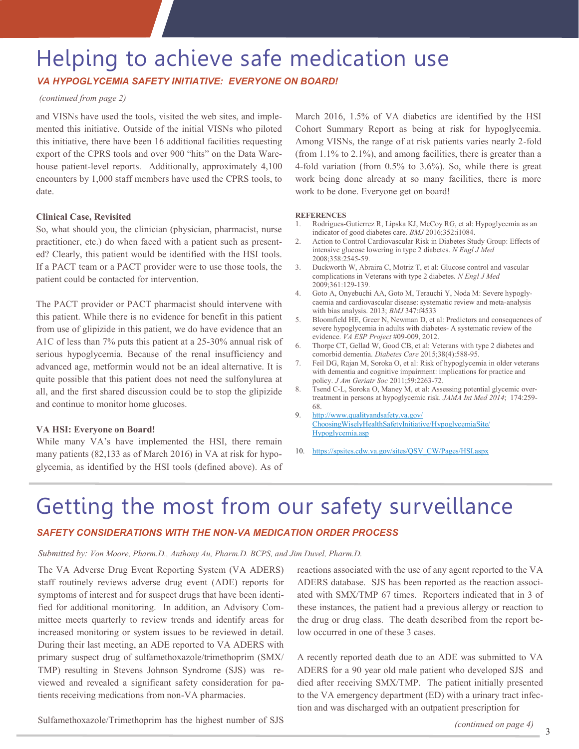# Helping to achieve safe medication use

### *VA HYPOGLYCEMIA SAFETY INITIATIVE: EVERYONE ON BOARD!*

*(continued from page 2)*

and VISNs have used the tools, visited the web sites, and implemented this initiative. Outside of the initial VISNs who piloted this initiative, there have been 16 additional facilities requesting export of the CPRS tools and over 900 "hits" on the Data Warehouse patient-level reports. Additionally, approximately 4,100 encounters by 1,000 staff members have used the CPRS tools, to date.

**Clinical Case, Revisited**

So, what should you, the clinician (physician, pharmacist, nurse practitioner, etc.) do when faced with a patient such as presented? Clearly, this patient would be identified with the HSI tools. If a PACT team or a PACT provider were to use those tools, the patient could be contacted for intervention.

The PACT provider or PACT pharmacist should intervene with this patient. While there is no evidence for benefit in this patient from use of glipizide in this patient, we do have evidence that an A1C of less than 7% puts this patient at a 25-30% annual risk of serious hypoglycemia. Because of the renal insufficiency and advanced age, metformin would not be an ideal alternative. It is quite possible that this patient does not need the sulfonylurea at all, and the first shared discussion could be to stop the glipizide and continue to monitor home glucoses.

**VA HSI: Everyone on Board!**

While many VA's have implemented the HSI, there remain many patients (82,133 as of March 2016) in VA at risk for hypoglycemia, as identified by the HSI tools (defined above). As of March 2016, 1.5% of VA diabetics are identified by the HSI Cohort Summary Report as being at risk for hypoglycemia. Among VISNs, the range of at risk patients varies nearly 2-fold (from 1.1% to 2.1%), and among facilities, there is greater than a 4-fold variation (from 0.5% to 3.6%). So, while there is great work being done already at so many facilities, there is more work to be done. Everyone get on board!

**REFERENCES**

1. Rodrigues-Gutierrez R, Lipska KJ, McCoy RG, et al: Hypoglycemia as an indicator of good diabetes care. *BMJ* 2016;352:i1084.
2. Action to Control Cardiovascular Risk in Diabetes Study Group: Effects of intensive glucose lowering in type 2 diabetes. *N Engl J Med* 2008;358:2545-59.
3. Duckworth W, Abraira C, Motriz T, et al: Glucose control and vascular complications in Veterans with type 2 diabetes. *N Engl J Med* 2009;361:129-139.
4. Goto A, Onyebuchi AA, Goto M, Terauchi Y, Noda M: Severe hypoglycaemia and cardiovascular disease: systematic review and meta-analysis with bias analysis. 2013; *BMJ* 347:f4533
5. Bloomfield HE, Greer N, Newman D, et al: Predictors and consequences of severe hypoglycemia in adults with diabetes- A systematic review of the evidence. *VA ESP Project* #09-009, 2012.
6. Thorpe CT, Gellad W, Good CB, et al: Veterans with type 2 diabetes and comorbid dementia. *Diabetes Care* 2015;38(4):588-95.
7. Feil DG, Rajan M, Soroka O, et al: Risk of hypoglycemia in older veterans with dementia and cognitive impairment: implications for practice and policy. *J Am Geriatr Soc* 2011;59:2263-72.
8. Tsend C-L, Soroka O, Maney M, et al: Assessing potential glycemic overtreatment in persons at hypoglycemic risk. *JAMA Int Med 2014*; 174:259-68.
9. http://www.qualityandsafety.va.gov/ChoosingWiselyHealthSafetyInitiative/HypoglycemiaSite/Hypoglycemia.asp
10. https://spsites.cdw.va.gov/sites/QSV_CW/Pages/HSI.aspx

# Getting the most from our safety surveillance

### *SAFETY CONSIDERATIONS WITH THE NON-VA MEDICATION ORDER PROCESS*

*Submitted by: Von Moore, Pharm.D., Anthony Au, Pharm.D. BCPS, and Jim Duvel, Pharm.D.*

The VA Adverse Drug Event Reporting System (VA ADERS) staff routinely reviews adverse drug event (ADE) reports for symptoms of interest and for suspect drugs that have been identified for additional monitoring. In addition, an Advisory Committee meets quarterly to review trends and identify areas for increased monitoring or system issues to be reviewed in detail. During their last meeting, an ADE reported to VA ADERS with primary suspect drug of sulfamethoxazole/trimethoprim (SMX/TMP) resulting in Stevens Johnson Syndrome (SJS) was reviewed and revealed a significant safety consideration for patients receiving medications from non-VA pharmacies.

Sulfamethoxazole/Trimethoprim has the highest number of SJS reactions associated with the use of any agent reported to the VA ADERS database. SJS has been reported as the reaction associated with SMX/TMP 67 times. Reporters indicated that in 3 of these instances, the patient had a previous allergy or reaction to the drug or drug class. The death described from the report below occurred in one of these 3 cases.

A recently reported death due to an ADE was submitted to VA ADERS for a 90 year old male patient who developed SJS and died after receiving SMX/TMP. The patient initially presented to the VA emergency department (ED) with a urinary tract infection and was discharged with an outpatient prescription for

*(continued on page 4)*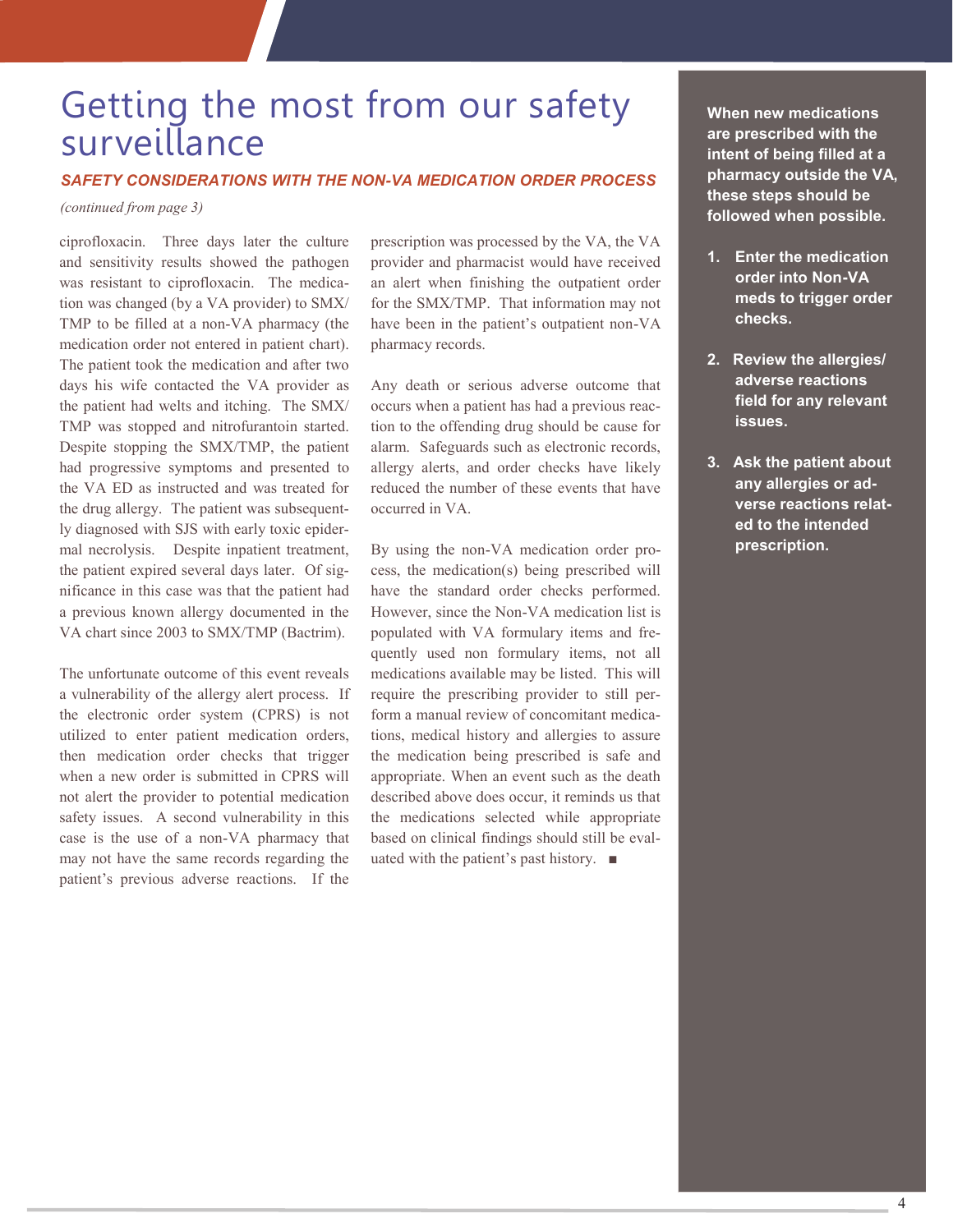# Getting the most from our safety surveillance

***SAFETY CONSIDERATIONS WITH THE NON-VA MEDICATION ORDER PROCESS***

*(continued from page 3)*

ciprofloxacin. Three days later the culture and sensitivity results showed the pathogen was resistant to ciprofloxacin. The medication was changed (by a VA provider) to SMX/TMP to be filled at a non-VA pharmacy (the medication order not entered in patient chart). The patient took the medication and after two days his wife contacted the VA provider as the patient had welts and itching. The SMX/TMP was stopped and nitrofurantoin started. Despite stopping the SMX/TMP, the patient had progressive symptoms and presented to the VA ED as instructed and was treated for the drug allergy. The patient was subsequently diagnosed with SJS with early toxic epidermal necrolysis. Despite inpatient treatment, the patient expired several days later. Of significance in this case was that the patient had a previous known allergy documented in the VA chart since 2003 to SMX/TMP (Bactrim).

The unfortunate outcome of this event reveals a vulnerability of the allergy alert process. If the electronic order system (CPRS) is not utilized to enter patient medication orders, then medication order checks that trigger when a new order is submitted in CPRS will not alert the provider to potential medication safety issues. A second vulnerability in this case is the use of a non-VA pharmacy that may not have the same records regarding the patient's previous adverse reactions. If the prescription was processed by the VA, the VA provider and pharmacist would have received an alert when finishing the outpatient order for the SMX/TMP. That information may not have been in the patient's outpatient non-VA pharmacy records.

Any death or serious adverse outcome that occurs when a patient has had a previous reaction to the offending drug should be cause for alarm. Safeguards such as electronic records, allergy alerts, and order checks have likely reduced the number of these events that have occurred in VA.

By using the non-VA medication order process, the medication(s) being prescribed will have the standard order checks performed. However, since the Non-VA medication list is populated with VA formulary items and frequently used non formulary items, not all medications available may be listed. This will require the prescribing provider to still perform a manual review of concomitant medications, medical history and allergies to assure the medication being prescribed is safe and appropriate. When an event such as the death described above does occur, it reminds us that the medications selected while appropriate based on clinical findings should still be evaluated with the patient's past history. ■

**When new medications are prescribed with the intent of being filled at a pharmacy outside the VA, these steps should be followed when possible.**

1. **Enter the medication order into Non-VA meds to trigger order checks.**
2. **Review the allergies/adverse reactions field for any relevant issues.**
3. **Ask the patient about any allergies or adverse reactions related to the intended prescription.**